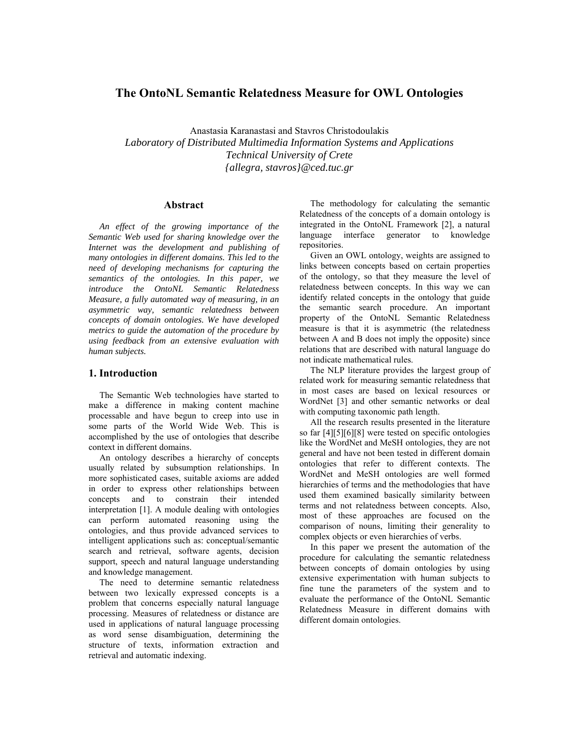# The OntoNL Semantic Relatedness Measure for OWL Ontologies

Anastasia Karanastasi and Stavros Christodoulakis
*Laboratory of Distributed Multimedia Information Systems and Applications*
*Technical University of Crete*
*{allegra, stavros}@ced.tuc.gr*

## Abstract

*An effect of the growing importance of the Semantic Web used for sharing knowledge over the Internet was the development and publishing of many ontologies in different domains. This led to the need of developing mechanisms for capturing the semantics of the ontologies. In this paper, we introduce the OntoNL Semantic Relatedness Measure, a fully automated way of measuring, in an asymmetric way, semantic relatedness between concepts of domain ontologies. We have developed metrics to guide the automation of the procedure by using feedback from an extensive evaluation with human subjects.*

## 1. Introduction

The Semantic Web technologies have started to make a difference in making content machine processable and have begun to creep into use in some parts of the World Wide Web. This is accomplished by the use of ontologies that describe context in different domains.

An ontology describes a hierarchy of concepts usually related by subsumption relationships. In more sophisticated cases, suitable axioms are added in order to express other relationships between concepts and to constrain their intended interpretation [1]. A module dealing with ontologies can perform automated reasoning using the ontologies, and thus provide advanced services to intelligent applications such as: conceptual/semantic search and retrieval, software agents, decision support, speech and natural language understanding and knowledge management.

The need to determine semantic relatedness between two lexically expressed concepts is a problem that concerns especially natural language processing. Measures of relatedness or distance are used in applications of natural language processing as word sense disambiguation, determining the structure of texts, information extraction and retrieval and automatic indexing.

The methodology for calculating the semantic Relatedness of the concepts of a domain ontology is integrated in the OntoNL Framework [2], a natural language interface generator to knowledge repositories.

Given an OWL ontology, weights are assigned to links between concepts based on certain properties of the ontology, so that they measure the level of relatedness between concepts. In this way we can identify related concepts in the ontology that guide the semantic search procedure. An important property of the OntoNL Semantic Relatedness measure is that it is asymmetric (the relatedness between A and B does not imply the opposite) since relations that are described with natural language do not indicate mathematical rules.

The NLP literature provides the largest group of related work for measuring semantic relatedness that in most cases are based on lexical resources or WordNet [3] and other semantic networks or deal with computing taxonomic path length.

All the research results presented in the literature so far [4][5][6][8] were tested on specific ontologies like the WordNet and MeSH ontologies, they are not general and have not been tested in different domain ontologies that refer to different contexts. The WordNet and MeSH ontologies are well formed hierarchies of terms and the methodologies that have used them examined basically similarity between terms and not relatedness between concepts. Also, most of these approaches are focused on the comparison of nouns, limiting their generality to complex objects or even hierarchies of verbs.

In this paper we present the automation of the procedure for calculating the semantic relatedness between concepts of domain ontologies by using extensive experimentation with human subjects to fine tune the parameters of the system and to evaluate the performance of the OntoNL Semantic Relatedness Measure in different domains with different domain ontologies.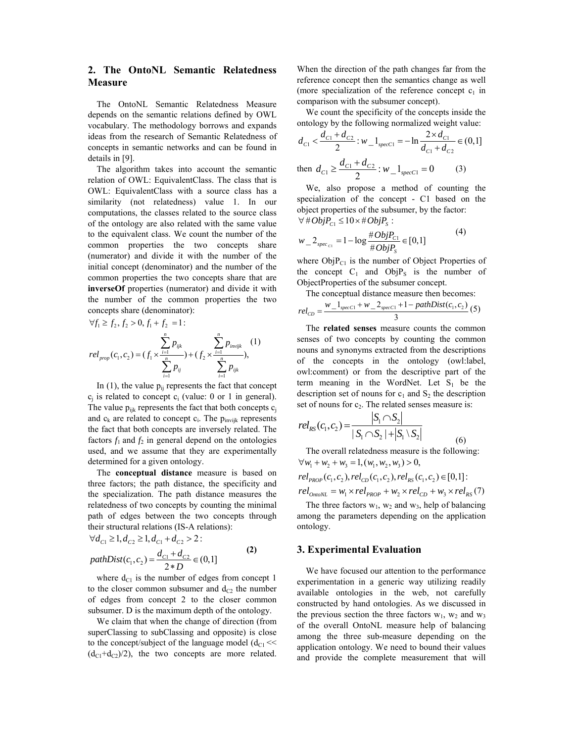## 2. The OntoNL Semantic Relatedness Measure

The OntoNL Semantic Relatedness Measure depends on the semantic relations defined by OWL vocabulary. The methodology borrows and expands ideas from the research of Semantic Relatedness of concepts in semantic networks and can be found in details in [9].

The algorithm takes into account the semantic relation of OWL: EquivalentClass. The class that is OWL: EquivalentClass with a source class has a similarity (not relatedness) value 1. In our computations, the classes related to the source class of the ontology are also related with the same value to the equivalent class. We count the number of the common properties the two concepts share (numerator) and divide it with the number of the initial concept (denominator) and the number of the common properties the two concepts share that are **inverseOf** properties (numerator) and divide it with the number of the common properties the two concepts share (denominator):

$$\forall f_1 \geq f_2,\, f_2 > 0,\, f_1 + f_2 = 1:$$

$$rel_{prop}(c_1, c_2) = (f_1 \times \frac{\sum_{i=1}^{n} p_{ijk}}{\sum_{i=1}^{n} p_{ij}}) + (f_2 \times \frac{\sum_{i=1}^{n} p_{invijk}}{\sum_{i=1}^{n} p_{ijk}}), \quad (1)$$

In (1), the value $p_{ij}$ represents the fact that concept $c_j$ is related to concept $c_i$ (value: 0 or 1 in general). The value $p_{ijk}$ represents the fact that both concepts $c_j$ and $c_k$ are related to concept $c_i$. The $p_{invijk}$ represents the fact that both concepts are inversely related. The factors $f_1$ and $f_2$ in general depend on the ontologies used, and we assume that they are experimentally determined for a given ontology.

The **conceptual distance** measure is based on three factors; the path distance, the specificity and the specialization. The path distance measures the relatedness of two concepts by counting the minimal path of edges between the two concepts through their structural relations (IS-A relations):

$$\forall d_{C1} \geq 1, d_{C2} \geq 1, d_{C1} + d_{C2} > 2:$$

$$pathDist(c_1, c_2) = \frac{d_{C1} + d_{C2}}{2 * D} \in (0,1] \quad (2)$$

where $d_{C1}$ is the number of edges from concept 1 to the closer common subsumer and $d_{C2}$ the number of edges from concept 2 to the closer common subsumer. D is the maximum depth of the ontology.

We claim that when the change of direction (from superClassing to subClassing and opposite) is close to the concept/subject of the language model ($d_{C1} << (d_{C1}+d_{C2})/2$), the two concepts are more related. When the direction of the path changes far from the reference concept then the semantics change as well (more specialization of the reference concept $c_1$ in comparison with the subsumer concept).

We count the specificity of the concepts inside the ontology by the following normalized weight value:

$$d_{C1} < \frac{d_{C1} + d_{C2}}{2} : w\_1_{specC1} = -\ln \frac{2 \times d_{C1}}{d_{C1} + d_{C2}} \in (0,1]$$

$$\text{then } d_{C1} \geq \frac{d_{C1} + d_{C2}}{2} : w\_1_{specC1} = 0 \quad (3)$$

We, also propose a method of counting the specialization of the concept - C1 based on the object properties of the subsumer, by the factor:

$$\forall \#ObjP_{C1} \leq 10 \times \#ObjP_S :$$

$$w\_2_{spec_{C1}} = 1 - \log \frac{\#ObjP_{C1}}{\#ObjP_S} \in [0,1] \quad (4)$$

where $ObjP_{C1}$ is the number of Object Properties of the concept $C_1$ and $ObjP_S$ is the number of ObjectProperties of the subsumer concept.

The conceptual distance measure then becomes:

$$rel_{CD} = \frac{w\_1_{specC1} + w\_2_{specC1} + 1 - pathDist(c_1, c_2)}{3} \quad (5)$$

The **related senses** measure counts the common senses of two concepts by counting the common nouns and synonyms extracted from the descriptions of the concepts in the ontology (owl:label, owl:comment) or from the descriptive part of the term meaning in the WordNet. Let $S_1$ be the description set of nouns for $c_1$ and $S_2$ the description set of nouns for $c_2$. The related senses measure is:

$$rel_{RS}(c_1, c_2) = \frac{|S_1 \cap S_2|}{|S_1 \cap S_2| + |S_1 \setminus S_2|} \quad (6)$$

The overall relatedness measure is the following:

$$\forall w_1 + w_2 + w_3 = 1, (w_1, w_2, w_3) > 0,$$

$$rel_{PROP}(c_1, c_2), rel_{CD}(c_1, c_2), rel_{RS}(c_1, c_2) \in [0,1]:$$

$$rel_{OntoNL} = w_1 \times rel_{PROP} + w_2 \times rel_{CD} + w_3 \times rel_{RS} \quad (7)$$

The three factors $w_1$, $w_2$ and $w_3$, help of balancing among the parameters depending on the application ontology.

## 3. Experimental Evaluation

We have focused our attention to the performance experimentation in a generic way utilizing readily available ontologies in the web, not carefully constructed by hand ontologies. As we discussed in the previous section the three factors $w_1$, $w_2$ and $w_3$ of the overall OntoNL measure help of balancing among the three sub-measure depending on the application ontology. We need to bound their values and provide the complete measurement that will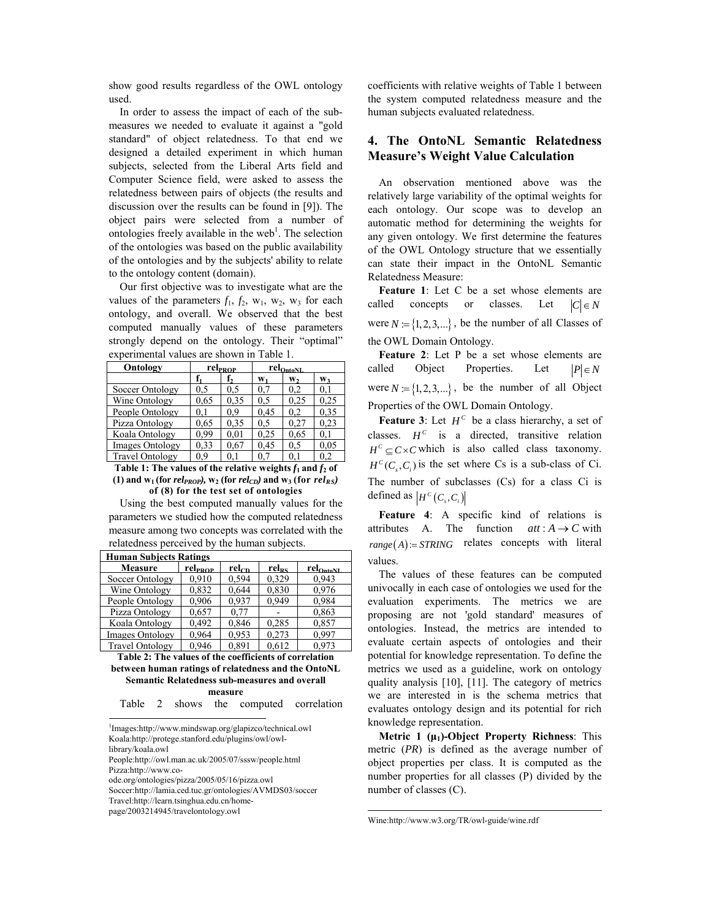show good results regardless of the OWL ontology used.

In order to assess the impact of each of the sub-measures we needed to evaluate it against a "gold standard" of object relatedness. To that end we designed a detailed experiment in which human subjects, selected from the Liberal Arts field and Computer Science field, were asked to assess the relatedness between pairs of objects (the results and discussion over the results can be found in [9]). The object pairs were selected from a number of ontologies freely available in the web[1]. The selection of the ontologies was based on the public availability of the ontologies and by the subjects' ability to relate to the ontology content (domain).

Our first objective was to investigate what are the values of the parameters $f_1$, $f_2$, $w_1$, $w_2$, $w_3$ for each ontology, and overall. We observed that the best computed manually values of these parameters strongly depend on the ontology. Their "optimal" experimental values are shown in Table 1.

| Ontology | $rel_{PROP}$ | | $rel_{OntoNL}$ | | |
|---|---|---|---|---|---|
| | $f_1$ | $f_2$ | $w_1$ | $w_2$ | $w_3$ |
| Soccer Ontology | 0,5 | 0,5 | 0,7 | 0,2 | 0,1 |
| Wine Ontology | 0,65 | 0,35 | 0,5 | 0,25 | 0,25 |
| People Ontology | 0,1 | 0,9 | 0,45 | 0,2 | 0,35 |
| Pizza Ontology | 0,65 | 0,35 | 0,5 | 0,27 | 0,23 |
| Koala Ontology | 0,99 | 0,01 | 0,25 | 0,65 | 0,1 |
| Images Ontology | 0,33 | 0,67 | 0,45 | 0,5 | 0,05 |
| Travel Ontology | 0,9 | 0,1 | 0,7 | 0,1 | 0,2 |

**Table 1: The values of the relative weights $f_1$ and $f_2$ of (1) and $w_1$ (for $rel_{PROP}$), $w_2$ (for $rel_{CD}$) and $w_3$ (for $rel_{RS}$) of (8) for the test set of ontologies**

Using the best computed manually values for the parameters we studied how the computed relatedness measure among two concepts was correlated with the relatedness perceived by the human subjects.

| Human Subjects Ratings | | | | |
|---|---|---|---|---|
| Measure | $rel_{PROP}$ | $rel_{CD}$ | $rel_{RS}$ | $rel_{OntoNL}$ |
| Soccer Ontology | 0,910 | 0,594 | 0,329 | 0,943 |
| Wine Ontology | 0,832 | 0,644 | 0,830 | 0,976 |
| People Ontology | 0,906 | 0,937 | 0,949 | 0,984 |
| Pizza Ontology | 0,657 | 0,77 | - | 0,863 |
| Koala Ontology | 0,492 | 0,846 | 0,285 | 0,857 |
| Images Ontology | 0,964 | 0,953 | 0,273 | 0,997 |
| Travel Ontology | 0,946 | 0,891 | 0,612 | 0,973 |

**Table 2: The values of the coefficients of correlation between human ratings of relatedness and the OntoNL Semantic Relatedness sub-measures and overall measure**

Table 2 shows the computed correlation coefficients with relative weights of Table 1 between the system computed relatedness measure and the human subjects evaluated relatedness.

## 4. The OntoNL Semantic Relatedness Measure's Weight Value Calculation

An observation mentioned above was the relatively large variability of the optimal weights for each ontology. Our scope was to develop an automatic method for determining the weights for any given ontology. We first determine the features of the OWL Ontology structure that we essentially can state their impact in the OntoNL Semantic Relatedness Measure:

**Feature 1**: Let C be a set whose elements are called concepts or classes. Let $|C| \in N$ were $N := \{1,2,3,...\}$, be the number of all Classes of the OWL Domain Ontology.

**Feature 2**: Let P be a set whose elements are called Object Properties. Let $|P| \in N$ were $N := \{1,2,3,...\}$, be the number of all Object Properties of the OWL Domain Ontology.

**Feature 3**: Let $H^C$ be a class hierarchy, a set of classes. $H^C$ is a directed, transitive relation $H^C \subseteq C \times C$ which is also called class taxonomy. $H^C(C_s, C_i)$ is the set where Cs is a sub-class of Ci. The number of subclasses (Cs) for a class Ci is defined as $\left|H^C(C_s, C_i)\right|$

**Feature 4**: A specific kind of relations is attributes A. The function $att : A \rightarrow C$ with $range(A) := STRING$ relates concepts with literal values.

The values of these features can be computed univocally in each case of ontologies we used for the evaluation experiments. The metrics we are proposing are not 'gold standard' measures of ontologies. Instead, the metrics are intended to evaluate certain aspects of ontologies and their potential for knowledge representation. To define the metrics we used as a guideline, work on ontology quality analysis [10], [11]. The category of metrics we are interested in is the schema metrics that evaluates ontology design and its potential for rich knowledge representation.

**Metric 1 ($\mu_1$)-Object Property Richness**: This metric (*PR*) is defined as the average number of object properties per class. It is computed as the number properties for all classes (P) divided by the number of classes (C).

---

[1] Images:http://www.mindswap.org/glapizco/technical.owl
Koala:http://protege.stanford.edu/plugins/owl/owl-library/koala.owl
People:http://owl.man.ac.uk/2005/07/sssw/people.html
Pizza:http://www.co-ode.org/ontologies/pizza/2005/05/16/pizza.owl
Soccer:http://lamia.ced.tuc.gr/ontologies/AVMDS03/soccer
Travel:http://learn.tsinghua.edu.cn/home-page/2003214945/travelontology.owl
Wine:http://www.w3.org/TR/owl-guide/wine.rdf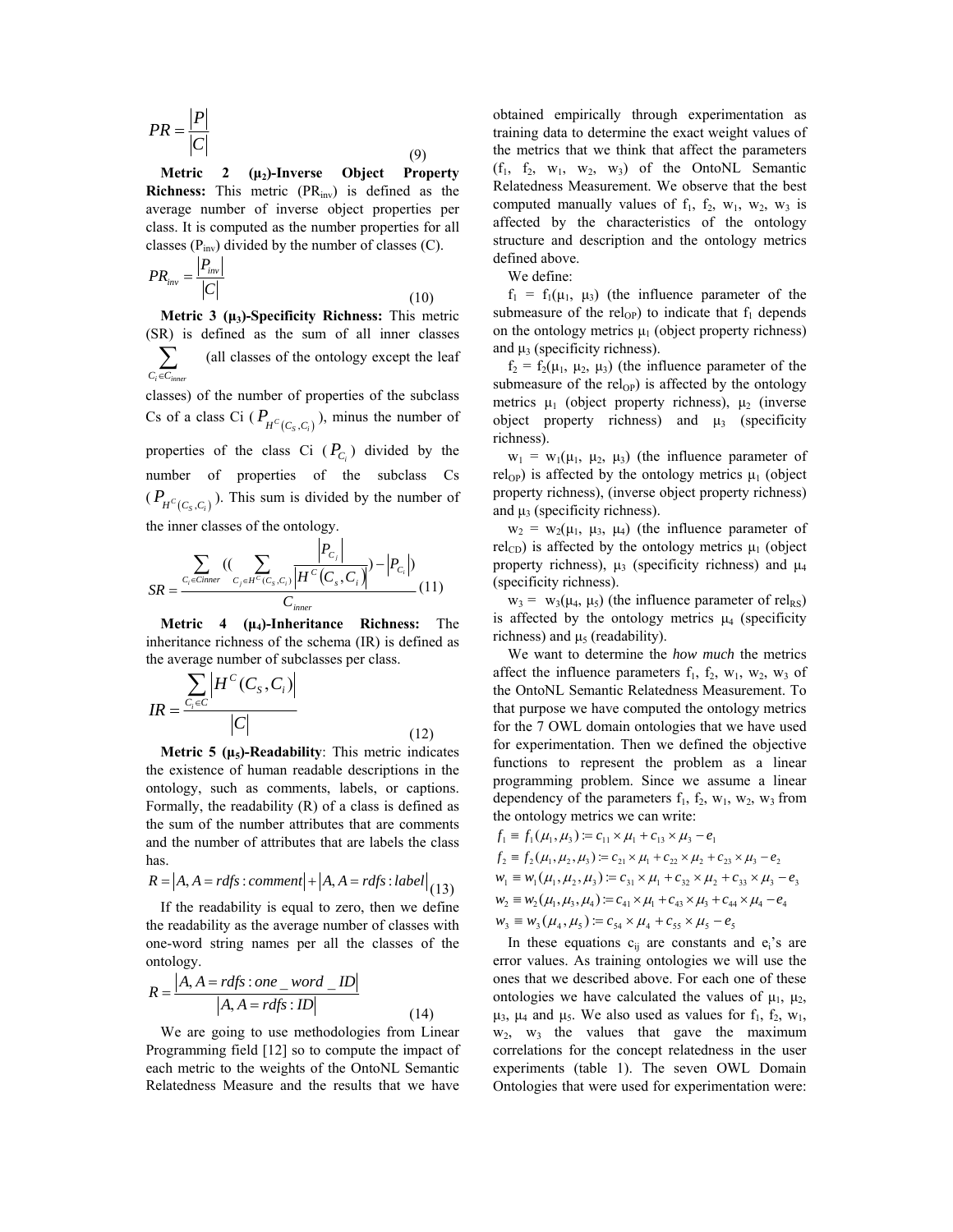$$PR = \frac{|P|}{|C|} \tag{9}$$

**Metric 2 ($\mu_2$)-Inverse Object Property Richness:** This metric ($PR_{inv}$) is defined as the average number of inverse object properties per class. It is computed as the number properties for all classes ($P_{inv}$) divided by the number of classes (C).

$$PR_{inv} = \frac{|P_{inv}|}{|C|} \tag{10}$$

**Metric 3 ($\mu_3$)-Specificity Richness:** This metric (SR) is defined as the sum of all inner classes $\sum_{C_i \in C_{inner}}$ (all classes of the ontology except the leaf classes) of the number of properties of the subclass Cs of a class Ci ($P_{H^C(C_S, C_i)}$), minus the number of properties of the class Ci ($P_{C_i}$) divided by the number of properties of the subclass Cs ($P_{H^C(C_S, C_i)}$). This sum is divided by the number of the inner classes of the ontology.

$$SR = \frac{\sum_{C_i \in Cinner} \left( \left( \sum_{C_j \in H^C(C_S, C_i)} \frac{|P_{C_j}|}{|H^C(C_s, C_i)|} \right) - |P_{C_i}| \right)}{C_{inner}} \tag{11}$$

**Metric 4 ($\mu_4$)-Inheritance Richness:** The inheritance richness of the schema (IR) is defined as the average number of subclasses per class.

$$IR = \frac{\sum_{C_i \in C} |H^C(C_S, C_i)|}{|C|} \tag{12}$$

**Metric 5 ($\mu_5$)-Readability**: This metric indicates the existence of human readable descriptions in the ontology, such as comments, labels, or captions. Formally, the readability (R) of a class is defined as the sum of the number attributes that are comments and the number of attributes that are labels the class has.

$$R = |A, A = rdfs:comment| + |A, A = rdfs:label| \tag{13}$$

If the readability is equal to zero, then we define the readability as the average number of classes with one-word string names per all the classes of the ontology.

$$R = \frac{|A, A = rdfs:one\_word\_ID|}{|A, A = rdfs:ID|} \tag{14}$$

We are going to use methodologies from Linear Programming field [12] so to compute the impact of each metric to the weights of the OntoNL Semantic Relatedness Measure and the results that we have obtained empirically through experimentation as training data to determine the exact weight values of the metrics that we think that affect the parameters ($f_1$, $f_2$, $w_1$, $w_2$, $w_3$) of the OntoNL Semantic Relatedness Measurement. We observe that the best computed manually values of $f_1$, $f_2$, $w_1$, $w_2$, $w_3$ is affected by the characteristics of the ontology structure and description and the ontology metrics defined above.

We define:

$f_1 = f_1(\mu_1, \mu_3)$ (the influence parameter of the submeasure of the $rel_{OP}$) to indicate that $f_1$ depends on the ontology metrics $\mu_1$ (object property richness) and $\mu_3$ (specificity richness).

$f_2 = f_2(\mu_1, \mu_2, \mu_3)$ (the influence parameter of the submeasure of the $rel_{OP}$) is affected by the ontology metrics $\mu_1$ (object property richness), $\mu_2$ (inverse object property richness) and $\mu_3$ (specificity richness).

$w_1 = w_1(\mu_1, \mu_2, \mu_3)$ (the influence parameter of $rel_{OP}$) is affected by the ontology metrics $\mu_1$ (object property richness), (inverse object property richness) and $\mu_3$ (specificity richness).

$w_2 = w_2(\mu_1, \mu_3, \mu_4)$ (the influence parameter of $rel_{CD}$) is affected by the ontology metrics $\mu_1$ (object property richness), $\mu_3$ (specificity richness) and $\mu_4$ (specificity richness).

$w_3 = w_3(\mu_4, \mu_5)$ (the influence parameter of $rel_{RS}$) is affected by the ontology metrics $\mu_4$ (specificity richness) and $\mu_5$ (readability).

We want to determine the *how much* the metrics affect the influence parameters $f_1$, $f_2$, $w_1$, $w_2$, $w_3$ of the OntoNL Semantic Relatedness Measurement. To that purpose we have computed the ontology metrics for the 7 OWL domain ontologies that we have used for experimentation. Then we defined the objective functions to represent the problem as a linear programming problem. Since we assume a linear dependency of the parameters $f_1$, $f_2$, $w_1$, $w_2$, $w_3$ from the ontology metrics we can write:

$$f_1 \equiv f_1(\mu_1, \mu_3) := c_{11} \times \mu_1 + c_{13} \times \mu_3 - e_1$$
$$f_2 \equiv f_2(\mu_1, \mu_2, \mu_3) := c_{21} \times \mu_1 + c_{22} \times \mu_2 + c_{23} \times \mu_3 - e_2$$
$$w_1 \equiv w_1(\mu_1, \mu_2, \mu_3) := c_{31} \times \mu_1 + c_{32} \times \mu_2 + c_{33} \times \mu_3 - e_3$$
$$w_2 \equiv w_2(\mu_1, \mu_3, \mu_4) := c_{41} \times \mu_1 + c_{43} \times \mu_3 + c_{44} \times \mu_4 - e_4$$
$$w_3 \equiv w_3(\mu_4, \mu_5) := c_{54} \times \mu_4 + c_{55} \times \mu_5 - e_5$$

In these equations $c_{ij}$ are constants and $e_i$'s are error values. As training ontologies we will use the ones that we described above. For each one of these ontologies we have calculated the values of $\mu_1$, $\mu_2$, $\mu_3$, $\mu_4$ and $\mu_5$. We also used as values for $f_1$, $f_2$, $w_1$, $w_2$, $w_3$ the values that gave the maximum correlations for the concept relatedness in the user experiments (table 1). The seven OWL Domain Ontologies that were used for experimentation were: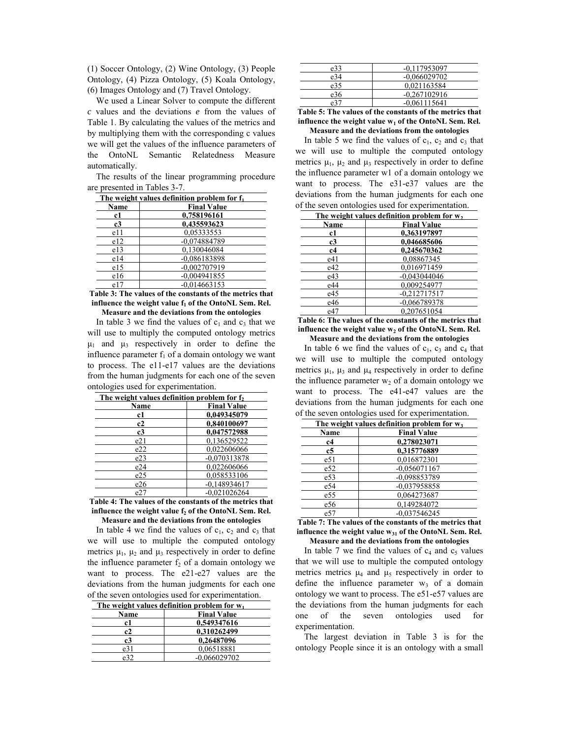(1) Soccer Ontology, (2) Wine Ontology, (3) People Ontology, (4) Pizza Ontology, (5) Koala Ontology, (6) Images Ontology and (7) Travel Ontology.

We used a Linear Solver to compute the different *c* values and the deviations *e* from the values of Table 1. By calculating the values of the metrics and by multiplying them with the corresponding c values we will get the values of the influence parameters of the OntoNL Semantic Relatedness Measure automatically.

The results of the linear programming procedure are presented in Tables 3-7.

| The weight values definition problem for $f_1$ | |
|---|---|
| **Name** | **Final Value** |
| **c1** | **0,758196161** |
| **c3** | **0,435593623** |
| e11 | 0,05333553 |
| e12 | -0,074884789 |
| e13 | 0,130046084 |
| e14 | -0,086183898 |
| e15 | -0,002707919 |
| e16 | -0,004941855 |
| e17 | -0,014663153 |

**Table 3: The values of the constants of the metrics that influence the weight value $f_1$ of the OntoNL Sem. Rel. Measure and the deviations from the ontologies**

In table 3 we find the values of $c_1$ and $c_3$ that we will use to multiply the computed ontology metrics $\mu_1$ and $\mu_3$ respectively in order to define the influence parameter $f_1$ of a domain ontology we want to process. The e11-e17 values are the deviations from the human judgments for each one of the seven ontologies used for experimentation.

| The weight values definition problem for $f_2$ | |
|---|---|
| **Name** | **Final Value** |
| **c1** | **0,049345079** |
| **c2** | **0,840100697** |
| **c3** | **0,047572988** |
| e21 | 0,136529522 |
| e22 | 0,022606066 |
| e23 | -0,070313878 |
| e24 | 0,022606066 |
| e25 | 0,058533106 |
| e26 | -0,148934617 |
| e27 | -0,021026264 |

**Table 4: The values of the constants of the metrics that influence the weight value $f_2$ of the OntoNL Sem. Rel. Measure and the deviations from the ontologies**

In table 4 we find the values of $c_1$, $c_2$ and $c_3$ that we will use to multiple the computed ontology metrics $\mu_1$, $\mu_2$ and $\mu_3$ respectively in order to define the influence parameter $f_2$ of a domain ontology we want to process. The e21-e27 values are the deviations from the human judgments for each one of the seven ontologies used for experimentation.

| The weight values definition problem for $w_1$ | |
|---|---|
| **Name** | **Final Value** |
| **c1** | **0,549347616** |
| **c2** | **0,310262499** |
| **c3** | **0,26487096** |
| e31 | 0,06518881 |
| e32 | -0,066029702 |
| e33 | -0,117953097 |
| e34 | -0,066029702 |
| e35 | 0,021163584 |
| e36 | -0,267102916 |
| e37 | -0,061115641 |

**Table 5: The values of the constants of the metrics that influence the weight value $w_1$ of the OntoNL Sem. Rel. Measure and the deviations from the ontologies**

In table 5 we find the values of $c_1$, $c_2$ and $c_3$ that we will use to multiple the computed ontology metrics $\mu_1$, $\mu_2$ and $\mu_3$ respectively in order to define the influence parameter w1 of a domain ontology we want to process. The e31-e37 values are the deviations from the human judgments for each one of the seven ontologies used for experimentation.

| The weight values definition problem for $w_2$ | |
|---|---|
| **Name** | **Final Value** |
| **c1** | **0,363197897** |
| **c3** | **0,046685606** |
| **c4** | **0,245670362** |
| e41 | 0,08867345 |
| e42 | 0,016971459 |
| e43 | -0,043044046 |
| e44 | 0,009254977 |
| e45 | -0,212717517 |
| e46 | -0,066789378 |
| e47 | 0,207651054 |

**Table 6: The values of the constants of the metrics that influence the weight value $w_2$ of the OntoNL Sem. Rel. Measure and the deviations from the ontologies**

In table 6 we find the values of $c_1$, $c_3$ and $c_4$ that we will use to multiple the computed ontology metrics $\mu_1$, $\mu_3$ and $\mu_4$ respectively in order to define the influence parameter $w_2$ of a domain ontology we want to process. The e41-e47 values are the deviations from the human judgments for each one of the seven ontologies used for experimentation.

| The weight values definition problem for $w_3$ | |
|---|---|
| **Name** | **Final Value** |
| **c4** | **0,278023071** |
| **c5** | **0,315776889** |
| e51 | 0,016872301 |
| e52 | -0,056071167 |
| e53 | -0,098853789 |
| e54 | -0,037958858 |
| e55 | 0,064273687 |
| e56 | 0,149284072 |
| e57 | -0,037546245 |

**Table 7: The values of the constants of the metrics that influence the weight value $w_{31}$ of the OntoNL Sem. Rel. Measure and the deviations from the ontologies**

In table 7 we find the values of $c_4$ and $c_5$ values that we will use to multiple the computed ontology metrics metrics $\mu_4$ and $\mu_5$ respectively in order to define the influence parameter $w_3$ of a domain ontology we want to process. The e51-e57 values are the deviations from the human judgments for each one of the seven ontologies used for experimentation.

The largest deviation in Table 3 is for the ontology People since it is an ontology with a small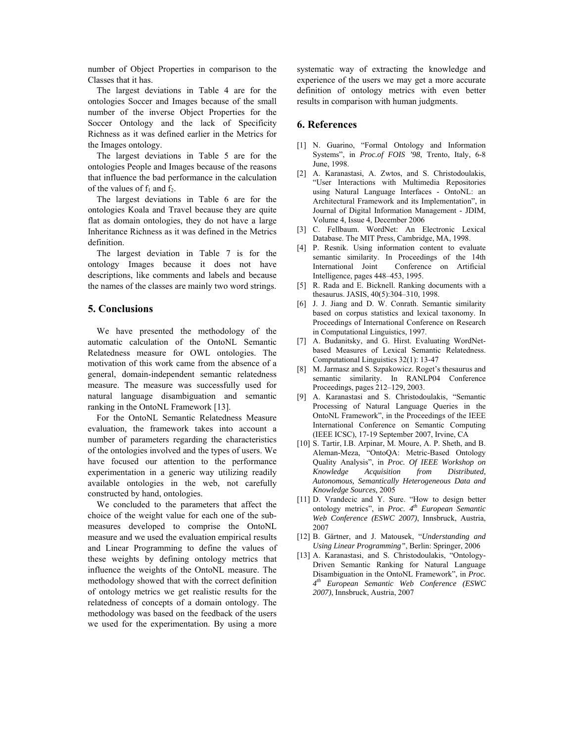number of Object Properties in comparison to the Classes that it has.

The largest deviations in Table 4 are for the ontologies Soccer and Images because of the small number of the inverse Object Properties for the Soccer Ontology and the lack of Specificity Richness as it was defined earlier in the Metrics for the Images ontology.

The largest deviations in Table 5 are for the ontologies People and Images because of the reasons that influence the bad performance in the calculation of the values of $f_1$ and $f_2$.

The largest deviations in Table 6 are for the ontologies Koala and Travel because they are quite flat as domain ontologies, they do not have a large Inheritance Richness as it was defined in the Metrics definition.

The largest deviation in Table 7 is for the ontology Images because it does not have descriptions, like comments and labels and because the names of the classes are mainly two word strings.

## 5. Conclusions

We have presented the methodology of the automatic calculation of the OntoNL Semantic Relatedness measure for OWL ontologies. The motivation of this work came from the absence of a general, domain-independent semantic relatedness measure. The measure was successfully used for natural language disambiguation and semantic ranking in the OntoNL Framework [13].

For the OntoNL Semantic Relatedness Measure evaluation, the framework takes into account a number of parameters regarding the characteristics of the ontologies involved and the types of users. We have focused our attention to the performance experimentation in a generic way utilizing readily available ontologies in the web, not carefully constructed by hand, ontologies.

We concluded to the parameters that affect the choice of the weight value for each one of the sub-measures developed to comprise the OntoNL measure and we used the evaluation empirical results and Linear Programming to define the values of these weights by defining ontology metrics that influence the weights of the OntoNL measure. The methodology showed that with the correct definition of ontology metrics we get realistic results for the relatedness of concepts of a domain ontology. The methodology was based on the feedback of the users we used for the experimentation. By using a more systematic way of extracting the knowledge and experience of the users we may get a more accurate definition of ontology metrics with even better results in comparison with human judgments.

## 6. References

[1] N. Guarino, "Formal Ontology and Information Systems", in *Proc.of FOIS '98*, Trento, Italy, 6-8 June, 1998.

[2] A. Karanastasi, A. Zwtos, and S. Christodoulakis, "User Interactions with Multimedia Repositories using Natural Language Interfaces - OntoNL: an Architectural Framework and its Implementation", in Journal of Digital Information Management - JDIM, Volume 4, Issue 4, December 2006

[3] C. Fellbaum. WordNet: An Electronic Lexical Database. The MIT Press, Cambridge, MA, 1998.

[4] P. Resnik. Using information content to evaluate semantic similarity. In Proceedings of the 14th International Joint Conference on Artificial Intelligence, pages 448–453, 1995.

[5] R. Rada and E. Bicknell. Ranking documents with a thesaurus. JASIS, 40(5):304–310, 1998.

[6] J. J. Jiang and D. W. Conrath. Semantic similarity based on corpus statistics and lexical taxonomy. In Proceedings of International Conference on Research in Computational Linguistics, 1997.

[7] A. Budanitsky, and G. Hirst. Evaluating WordNet-based Measures of Lexical Semantic Relatedness. Computational Linguistics 32(1): 13-47

[8] M. Jarmasz and S. Szpakowicz. Roget's thesaurus and semantic similarity. In RANLP04 Conference Proceedings, pages 212–129, 2003.

[9] A. Karanastasi and S. Christodoulakis, "Semantic Processing of Natural Language Queries in the OntoNL Framework", in the Proceedings of the IEEE International Conference on Semantic Computing (IEEE ICSC), 17-19 September 2007, Irvine, CA

[10] S. Tartir, I.B. Arpinar, M. Moure, A. P. Sheth, and B. Aleman-Meza, "OntoQA: Metric-Based Ontology Quality Analysis", in ***Proc. Of IEEE Workshop on Knowledge Acquisition from Distributed, Autonomous, Semantically Heterogeneous Data and Knowledge Sources,*** 2005

[11] D. Vrandecic and Y. Sure. "How to design better ontology metrics", in *Proc. 4th European Semantic Web Conference (ESWC 2007)*, Innsbruck, Austria, 2007

[12] B. Gärtner, and J. Matousek, "*Understanding and Using Linear Programming"*, Berlin: Springer, 2006

[13] A. Karanastasi, and S. Christodoulakis, "Ontology-Driven Semantic Ranking for Natural Language Disambiguation in the OntoNL Framework", in *Proc. 4th European Semantic Web Conference (ESWC 2007)*, Innsbruck, Austria, 2007